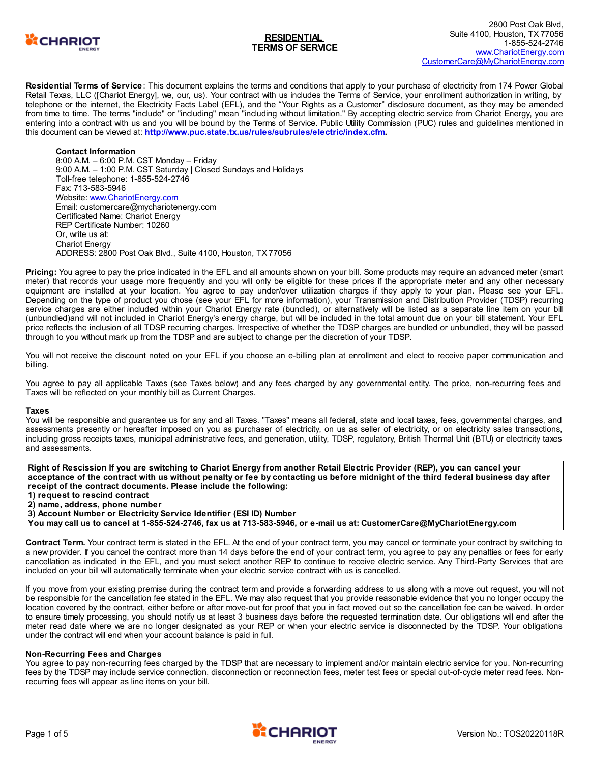2800 Post Oak Blvd,
Suite 4100, Houston, TX 77056
1-855-524-2746
www.CharіotEnergy.com
CustomerCare@MyChariotEnergy.com

# RESIDENTIAL TERMS OF SERVICE

**Residential Terms of Service**: This document explains the terms and conditions that apply to your purchase of electricity from 174 Power Global Retail Texas, LLC ([Chariot Energy], we, our, us). Your contract with us includes the Terms of Service, your enrollment authorization in writing, by telephone or the internet, the Electricity Facts Label (EFL), and the "Your Rights as a Customer" disclosure document, as they may be amended from time to time. The terms "include" or "including" mean "including without limitation." By accepting electric service from Chariot Energy, you are entering into a contract with us and you will be bound by the Terms of Service. Public Utility Commission (PUC) rules and guidelines mentioned in this document can be viewed at: **http://www.puc.state.tx.us/rules/subrules/electric/index.cfm**.

**Contact Information**
8:00 A.M. – 6:00 P.M. CST Monday – Friday
9:00 A.M. – 1:00 P.M. CST Saturday | Closed Sundays and Holidays
Toll-free telephone: 1-855-524-2746
Fax: 713-583-5946
Website: www.ChariotEnergy.com
Email: customercare@mychariotenergy.com
Certificated Name: Chariot Energy
REP Certificate Number: 10260
Or, write us at:
Chariot Energy
ADDRESS: 2800 Post Oak Blvd., Suite 4100, Houston, TX 77056

**Pricing:** You agree to pay the price indicated in the EFL and all amounts shown on your bill. Some products may require an advanced meter (smart meter) that records your usage more frequently and you will only be eligible for these prices if the appropriate meter and any other necessary equipment are installed at your location. You agree to pay under/over utilization charges if they apply to your plan. Please see your EFL. Depending on the type of product you chose (see your EFL for more information), your Transmission and Distribution Provider (TDSP) recurring service charges are either included within your Chariot Energy rate (bundled), or alternatively will be listed as a separate line item on your bill (unbundled)and will not included in Chariot Energy's energy charge, but will be included in the total amount due on your bill statement. Your EFL price reflects the inclusion of all TDSP recurring charges. Irrespective of whether the TDSP charges are bundled or unbundled, they will be passed through to you without mark up from the TDSP and are subject to change per the discretion of your TDSP.

You will not receive the discount noted on your EFL if you choose an e-billing plan at enrollment and elect to receive paper communication and billing.

You agree to pay all applicable Taxes (see Taxes below) and any fees charged by any governmental entity. The price, non-recurring fees and Taxes will be reflected on your monthly bill as Current Charges.

**Taxes**
You will be responsible and guarantee us for any and all Taxes. "Taxes" means all federal, state and local taxes, fees, governmental charges, and assessments presently or hereafter imposed on you as purchaser of electricity, on us as seller of electricity, or on electricity sales transactions, including gross receipts taxes, municipal administrative fees, and generation, utility, TDSP, regulatory, British Thermal Unit (BTU) or electricity taxes and assessments.

**Right of Rescission If you are switching to Chariot Energy from another Retail Electric Provider (REP), you can cancel your acceptance of the contract with us without penalty or fee by contacting us before midnight of the third federal business day after receipt of the contract documents. Please include the following:**
**1) request to rescind contract**
**2) name, address, phone number**
**3) Account Number or Electricity Service Identifier (ESI ID) Number**
**You may call us to cancel at 1-855-524-2746, fax us at 713-583-5946, or e-mail us at: CustomerCare@MyChariotEnergy.com**

**Contract Term.** Your contract term is stated in the EFL. At the end of your contract term, you may cancel or terminate your contract by switching to a new provider. If you cancel the contract more than 14 days before the end of your contract term, you agree to pay any penalties or fees for early cancellation as indicated in the EFL, and you must select another REP to continue to receive electric service. Any Third-Party Services that are included on your bill will automatically terminate when your electric service contract with us is cancelled.

If you move from your existing premise during the contract term and provide a forwarding address to us along with a move out request, you will not be responsible for the cancellation fee stated in the EFL. We may also request that you provide reasonable evidence that you no longer occupy the location covered by the contract, either before or after move-out for proof that you in fact moved out so the cancellation fee can be waived. In order to ensure timely processing, you should notify us at least 3 business days before the requested termination date. Our obligations will end after the meter read date where we are no longer designated as your REP or when your electric service is disconnected by the TDSP. Your obligations under the contract will end when your account balance is paid in full.

**Non-Recurring Fees and Charges**
You agree to pay non-recurring fees charged by the TDSP that are necessary to implement and/or maintain electric service for you. Non-recurring fees by the TDSP may include service connection, disconnection or reconnection fees, meter test fees or special out-of-cycle meter read fees. Non-recurring fees will appear as line items on your bill.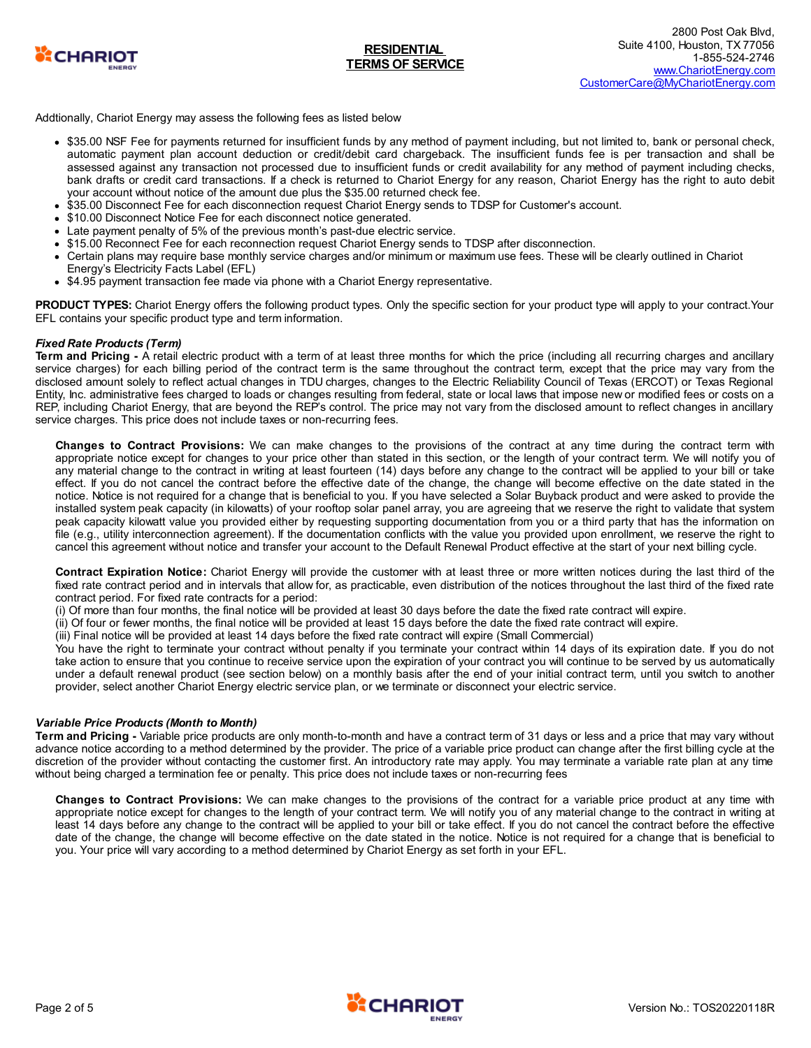Addtionally, Chariot Energy may assess the following fees as listed below

- $35.00 NSF Fee for payments returned for insufficient funds by any method of payment including, but not limited to, bank or personal check, automatic payment plan account deduction or credit/debit card chargeback. The insufficient funds fee is per transaction and shall be assessed against any transaction not processed due to insufficient funds or credit availability for any method of payment including checks, bank drafts or credit card transactions. If a check is returned to Chariot Energy for any reason, Chariot Energy has the right to auto debit your account without notice of the amount due plus the $35.00 returned check fee.
- $35.00 Disconnect Fee for each disconnection request Chariot Energy sends to TDSP for Customer's account.
- $10.00 Disconnect Notice Fee for each disconnect notice generated.
- Late payment penalty of 5% of the previous month's past-due electric service.
- $15.00 Reconnect Fee for each reconnection request Chariot Energy sends to TDSP after disconnection.
- Certain plans may require base monthly service charges and/or minimum or maximum use fees. These will be clearly outlined in Chariot Energy's Electricity Facts Label (EFL)
- $4.95 payment transaction fee made via phone with a Chariot Energy representative.

**PRODUCT TYPES:** Chariot Energy offers the following product types. Only the specific section for your product type will apply to your contract.Your EFL contains your specific product type and term information.

***Fixed Rate Products (Term)***

**Term and Pricing -** A retail electric product with a term of at least three months for which the price (including all recurring charges and ancillary service charges) for each billing period of the contract term is the same throughout the contract term, except that the price may vary from the disclosed amount solely to reflect actual changes in TDU charges, changes to the Electric Reliability Council of Texas (ERCOT) or Texas Regional Entity, Inc. administrative fees charged to loads or changes resulting from federal, state or local laws that impose new or modified fees or costs on a REP, including Chariot Energy, that are beyond the REP's control. The price may not vary from the disclosed amount to reflect changes in ancillary service charges. This price does not include taxes or non-recurring fees.

**Changes to Contract Provisions:** We can make changes to the provisions of the contract at any time during the contract term with appropriate notice except for changes to your price other than stated in this section, or the length of your contract term. We will notify you of any material change to the contract in writing at least fourteen (14) days before any change to the contract will be applied to your bill or take effect. If you do not cancel the contract before the effective date of the change, the change will become effective on the date stated in the notice. Notice is not required for a change that is beneficial to you. If you have selected a Solar Buyback product and were asked to provide the installed system peak capacity (in kilowatts) of your rooftop solar panel array, you are agreeing that we reserve the right to validate that system peak capacity kilowatt value you provided either by requesting supporting documentation from you or a third party that has the information on file (e.g., utility interconnection agreement). If the documentation conflicts with the value you provided upon enrollment, we reserve the right to cancel this agreement without notice and transfer your account to the Default Renewal Product effective at the start of your next billing cycle.

**Contract Expiration Notice:** Chariot Energy will provide the customer with at least three or more written notices during the last third of the fixed rate contract period and in intervals that allow for, as practicable, even distribution of the notices throughout the last third of the fixed rate contract period. For fixed rate contracts for a period:
(i) Of more than four months, the final notice will be provided at least 30 days before the date the fixed rate contract will expire.
(ii) Of four or fewer months, the final notice will be provided at least 15 days before the date the fixed rate contract will expire.
(iii) Final notice will be provided at least 14 days before the fixed rate contract will expire (Small Commercial)
You have the right to terminate your contract without penalty if you terminate your contract within 14 days of its expiration date. If you do not take action to ensure that you continue to receive service upon the expiration of your contract you will continue to be served by us automatically under a default renewal product (see section below) on a monthly basis after the end of your initial contract term, until you switch to another provider, select another Chariot Energy electric service plan, or we terminate or disconnect your electric service.

***Variable Price Products (Month to Month)***

**Term and Pricing -** Variable price products are only month-to-month and have a contract term of 31 days or less and a price that may vary without advance notice according to a method determined by the provider. The price of a variable price product can change after the first billing cycle at the discretion of the provider without contacting the customer first. An introductory rate may apply. You may terminate a variable rate plan at any time without being charged a termination fee or penalty. This price does not include taxes or non-recurring fees

**Changes to Contract Provisions:** We can make changes to the provisions of the contract for a variable price product at any time with appropriate notice except for changes to the length of your contract term. We will notify you of any material change to the contract in writing at least 14 days before any change to the contract will be applied to your bill or take effect. If you do not cancel the contract before the effective date of the change, the change will become effective on the date stated in the notice. Notice is not required for a change that is beneficial to you. Your price will vary according to a method determined by Chariot Energy as set forth in your EFL.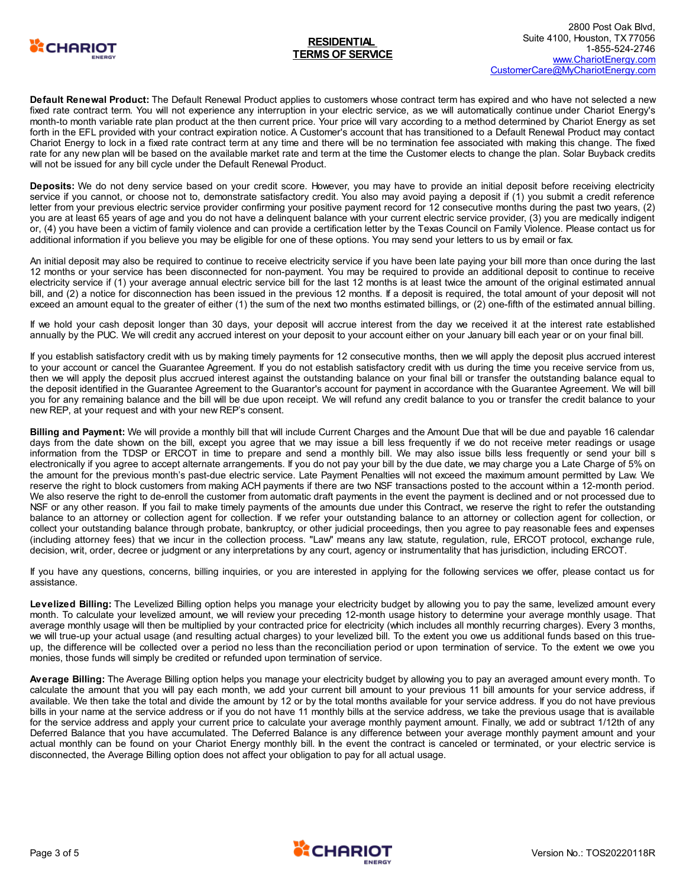**Default Renewal Product:** The Default Renewal Product applies to customers whose contract term has expired and who have not selected a new fixed rate contract term. You will not experience any interruption in your electric service, as we will automatically continue under Chariot Energy's month-to month variable rate plan product at the then current price. Your price will vary according to a method determined by Chariot Energy as set forth in the EFL provided with your contract expiration notice. A Customer's account that has transitioned to a Default Renewal Product may contact Chariot Energy to lock in a fixed rate contract term at any time and there will be no termination fee associated with making this change. The fixed rate for any new plan will be based on the available market rate and term at the time the Customer elects to change the plan. Solar Buyback credits will not be issued for any bill cycle under the Default Renewal Product.

**Deposits:** We do not deny service based on your credit score. However, you may have to provide an initial deposit before receiving electricity service if you cannot, or choose not to, demonstrate satisfactory credit. You also may avoid paying a deposit if (1) you submit a credit reference letter from your previous electric service provider confirming your positive payment record for 12 consecutive months during the past two years, (2) you are at least 65 years of age and you do not have a delinquent balance with your current electric service provider, (3) you are medically indigent or, (4) you have been a victim of family violence and can provide a certification letter by the Texas Council on Family Violence. Please contact us for additional information if you believe you may be eligible for one of these options. You may send your letters to us by email or fax.

An initial deposit may also be required to continue to receive electricity service if you have been late paying your bill more than once during the last 12 months or your service has been disconnected for non-payment. You may be required to provide an additional deposit to continue to receive electricity service if (1) your average annual electric service bill for the last 12 months is at least twice the amount of the original estimated annual bill, and (2) a notice for disconnection has been issued in the previous 12 months. If a deposit is required, the total amount of your deposit will not exceed an amount equal to the greater of either (1) the sum of the next two months estimated billings, or (2) one-fifth of the estimated annual billing.

If we hold your cash deposit longer than 30 days, your deposit will accrue interest from the day we received it at the interest rate established annually by the PUC. We will credit any accrued interest on your deposit to your account either on your January bill each year or on your final bill.

If you establish satisfactory credit with us by making timely payments for 12 consecutive months, then we will apply the deposit plus accrued interest to your account or cancel the Guarantee Agreement. If you do not establish satisfactory credit with us during the time you receive service from us, then we will apply the deposit plus accrued interest against the outstanding balance on your final bill or transfer the outstanding balance equal to the deposit identified in the Guarantee Agreement to the Guarantor's account for payment in accordance with the Guarantee Agreement. We will bill you for any remaining balance and the bill will be due upon receipt. We will refund any credit balance to you or transfer the credit balance to your new REP, at your request and with your new REP's consent.

**Billing and Payment:** We will provide a monthly bill that will include Current Charges and the Amount Due that will be due and payable 16 calendar days from the date shown on the bill, except you agree that we may issue a bill less frequently if we do not receive meter readings or usage information from the TDSP or ERCOT in time to prepare and send a monthly bill. We may also issue bills less frequently or send your bill s electronically if you agree to accept alternate arrangements. If you do not pay your bill by the due date, we may charge you a Late Charge of 5% on the amount for the previous month's past-due electric service. Late Payment Penalties will not exceed the maximum amount permitted by Law. We reserve the right to block customers from making ACH payments if there are two NSF transactions posted to the account within a 12-month period. We also reserve the right to de-enroll the customer from automatic draft payments in the event the payment is declined and or not processed due to NSF or any other reason. If you fail to make timely payments of the amounts due under this Contract, we reserve the right to refer the outstanding balance to an attorney or collection agent for collection. If we refer your outstanding balance to an attorney or collection agent for collection, or collect your outstanding balance through probate, bankruptcy, or other judicial proceedings, then you agree to pay reasonable fees and expenses (including attorney fees) that we incur in the collection process. "Law" means any law, statute, regulation, rule, ERCOT protocol, exchange rule, decision, writ, order, decree or judgment or any interpretations by any court, agency or instrumentality that has jurisdiction, including ERCOT.

If you have any questions, concerns, billing inquiries, or you are interested in applying for the following services we offer, please contact us for assistance.

**Levelized Billing:** The Levelized Billing option helps you manage your electricity budget by allowing you to pay the same, levelized amount every month. To calculate your levelized amount, we will review your preceding 12-month usage history to determine your average monthly usage. That average monthly usage will then be multiplied by your contracted price for electricity (which includes all monthly recurring charges). Every 3 months, we will true-up your actual usage (and resulting actual charges) to your levelized bill. To the extent you owe us additional funds based on this true-up, the difference will be collected over a period no less than the reconciliation period or upon termination of service. To the extent we owe you monies, those funds will simply be credited or refunded upon termination of service.

**Average Billing:** The Average Billing option helps you manage your electricity budget by allowing you to pay an averaged amount every month. To calculate the amount that you will pay each month, we add your current bill amount to your previous 11 bill amounts for your service address, if available. We then take the total and divide the amount by 12 or by the total months available for your service address. If you do not have previous bills in your name at the service address or if you do not have 11 monthly bills at the service address, we take the previous usage that is available for the service address and apply your current price to calculate your average monthly payment amount. Finally, we add or subtract 1/12th of any Deferred Balance that you have accumulated. The Deferred Balance is any difference between your average monthly payment amount and your actual monthly can be found on your Chariot Energy monthly bill. In the event the contract is canceled or terminated, or your electric service is disconnected, the Average Billing option does not affect your obligation to pay for all actual usage.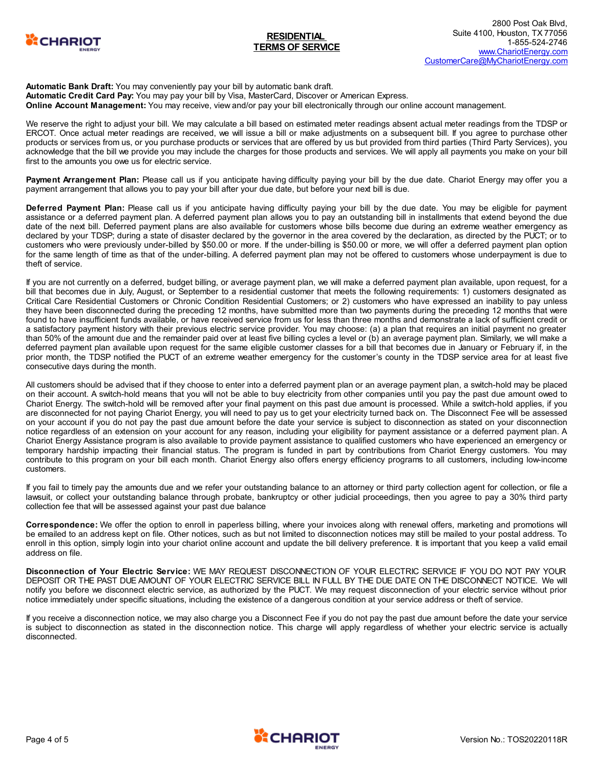**Automatic Bank Draft:** You may conveniently pay your bill by automatic bank draft.
**Automatic Credit Card Pay:** You may pay your bill by Visa, MasterCard, Discover or American Express.
**Online Account Management:** You may receive, view and/or pay your bill electronically through our online account management.

We reserve the right to adjust your bill. We may calculate a bill based on estimated meter readings absent actual meter readings from the TDSP or ERCOT. Once actual meter readings are received, we will issue a bill or make adjustments on a subsequent bill. If you agree to purchase other products or services from us, or you purchase products or services that are offered by us but provided from third parties (Third Party Services), you acknowledge that the bill we provide you may include the charges for those products and services. We will apply all payments you make on your bill first to the amounts you owe us for electric service.

**Payment Arrangement Plan:** Please call us if you anticipate having difficulty paying your bill by the due date. Chariot Energy may offer you a payment arrangement that allows you to pay your bill after your due date, but before your next bill is due.

**Deferred Payment Plan:** Please call us if you anticipate having difficulty paying your bill by the due date. You may be eligible for payment assistance or a deferred payment plan. A deferred payment plan allows you to pay an outstanding bill in installments that extend beyond the due date of the next bill. Deferred payment plans are also available for customers whose bills become due during an extreme weather emergency as declared by your TDSP; during a state of disaster declared by the governor in the area covered by the declaration, as directed by the PUCT; or to customers who were previously under-billed by $50.00 or more. If the under-billing is $50.00 or more, we will offer a deferred payment plan option for the same length of time as that of the under-billing. A deferred payment plan may not be offered to customers whose underpayment is due to theft of service.

If you are not currently on a deferred, budget billing, or average payment plan, we will make a deferred payment plan available, upon request, for a bill that becomes due in July, August, or September to a residential customer that meets the following requirements: 1) customers designated as Critical Care Residential Customers or Chronic Condition Residential Customers; or 2) customers who have expressed an inability to pay unless they have been disconnected during the preceding 12 months, have submitted more than two payments during the preceding 12 months that were found to have insufficient funds available, or have received service from us for less than three months and demonstrate a lack of sufficient credit or a satisfactory payment history with their previous electric service provider. You may choose: (a) a plan that requires an initial payment no greater than 50% of the amount due and the remainder paid over at least five billing cycles a level or (b) an average payment plan. Similarly, we will make a deferred payment plan available upon request for the same eligible customer classes for a bill that becomes due in January or February if, in the prior month, the TDSP notified the PUCT of an extreme weather emergency for the customer's county in the TDSP service area for at least five consecutive days during the month.

All customers should be advised that if they choose to enter into a deferred payment plan or an average payment plan, a switch-hold may be placed on their account. A switch-hold means that you will not be able to buy electricity from other companies until you pay the past due amount owed to Chariot Energy. The switch-hold will be removed after your final payment on this past due amount is processed. While a switch-hold applies, if you are disconnected for not paying Chariot Energy, you will need to pay us to get your electricity turned back on. The Disconnect Fee will be assessed on your account if you do not pay the past due amount before the date your service is subject to disconnection as stated on your disconnection notice regardless of an extension on your account for any reason, including your eligibility for payment assistance or a deferred payment plan. A Chariot Energy Assistance program is also available to provide payment assistance to qualified customers who have experienced an emergency or temporary hardship impacting their financial status. The program is funded in part by contributions from Chariot Energy customers. You may contribute to this program on your bill each month. Chariot Energy also offers energy efficiency programs to all customers, including low-income customers.

If you fail to timely pay the amounts due and we refer your outstanding balance to an attorney or third party collection agent for collection, or file a lawsuit, or collect your outstanding balance through probate, bankruptcy or other judicial proceedings, then you agree to pay a 30% third party collection fee that will be assessed against your past due balance

**Correspondence:** We offer the option to enroll in paperless billing, where your invoices along with renewal offers, marketing and promotions will be emailed to an address kept on file. Other notices, such as but not limited to disconnection notices may still be mailed to your postal address. To enroll in this option, simply login into your chariot online account and update the bill delivery preference. It is important that you keep a valid email address on file.

**Disconnection of Your Electric Service:** WE MAY REQUEST DISCONNECTION OF YOUR ELECTRIC SERVICE IF YOU DO NOT PAY YOUR DEPOSIT OR THE PAST DUE AMOUNT OF YOUR ELECTRIC SERVICE BILL IN FULL BY THE DUE DATE ON THE DISCONNECT NOTICE. We will notify you before we disconnect electric service, as authorized by the PUCT. We may request disconnection of your electric service without prior notice immediately under specific situations, including the existence of a dangerous condition at your service address or theft of service.

If you receive a disconnection notice, we may also charge you a Disconnect Fee if you do not pay the past due amount before the date your service is subject to disconnection as stated in the disconnection notice. This charge will apply regardless of whether your electric service is actually disconnected.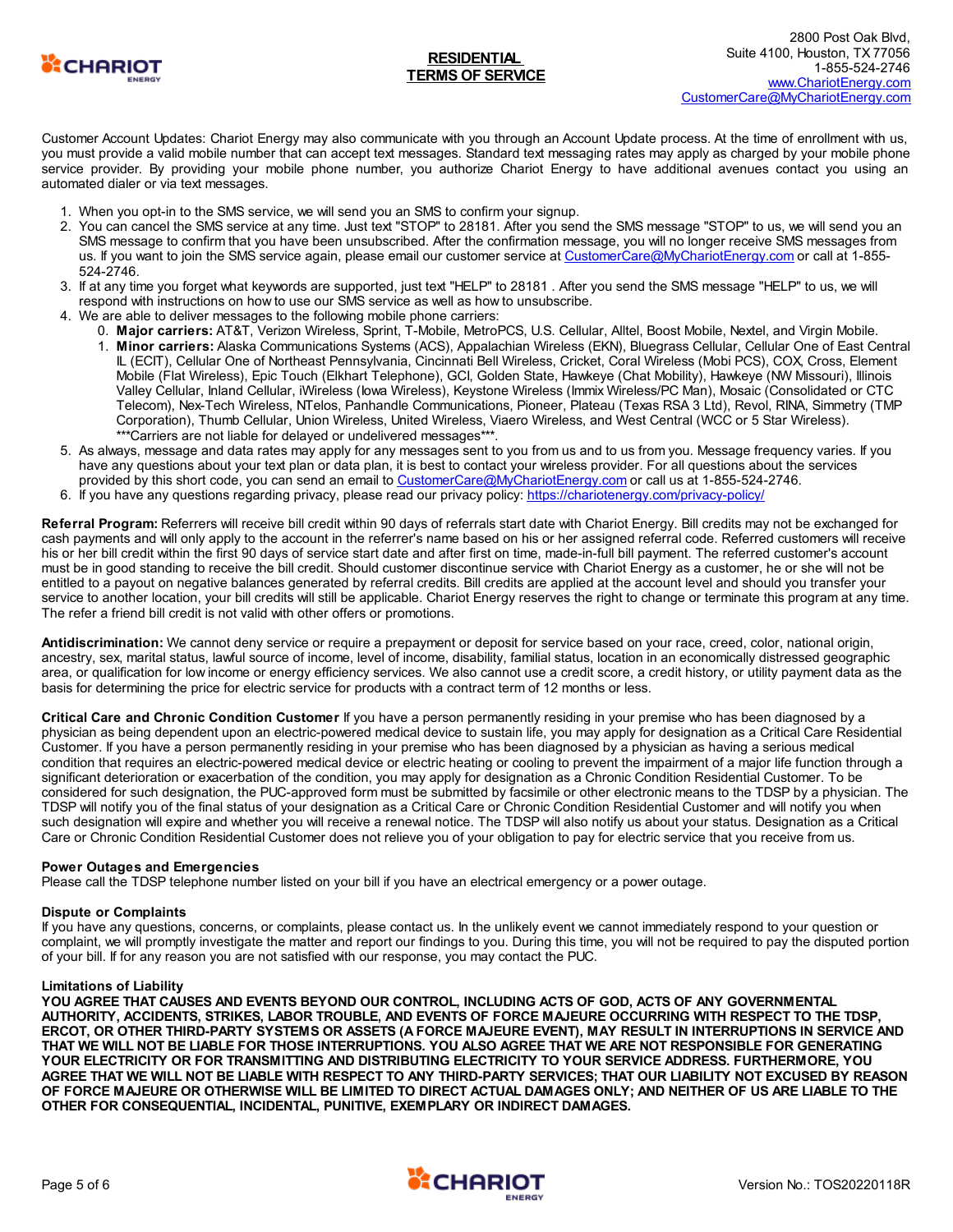Customer Account Updates: Chariot Energy may also communicate with you through an Account Update process. At the time of enrollment with us, you must provide a valid mobile number that can accept text messages. Standard text messaging rates may apply as charged by your mobile phone service provider. By providing your mobile phone number, you authorize Chariot Energy to have additional avenues contact you using an automated dialer or via text messages.

1. When you opt-in to the SMS service, we will send you an SMS to confirm your signup.
2. You can cancel the SMS service at any time. Just text "STOP" to 28181. After you send the SMS message "STOP" to us, we will send you an SMS message to confirm that you have been unsubscribed. After the confirmation message, you will no longer receive SMS messages from us. If you want to join the SMS service again, please email our customer service at CustomerCare@MyChariotEnergy.com or call at 1-855-524-2746.
3. If at any time you forget what keywords are supported, just text "HELP" to 28181 . After you send the SMS message "HELP" to us, we will respond with instructions on how to use our SMS service as well as how to unsubscribe.
4. We are able to deliver messages to the following mobile phone carriers:
   0. **Major carriers:** AT&T, Verizon Wireless, Sprint, T-Mobile, MetroPCS, U.S. Cellular, Alltel, Boost Mobile, Nextel, and Virgin Mobile.
   1. **Minor carriers:** Alaska Communications Systems (ACS), Appalachian Wireless (EKN), Bluegrass Cellular, Cellular One of East Central IL (ECIT), Cellular One of Northeast Pennsylvania, Cincinnati Bell Wireless, Cricket, Coral Wireless (Mobi PCS), COX, Cross, Element Mobile (Flat Wireless), Epic Touch (Elkhart Telephone), GCI, Golden State, Hawkeye (Chat Mobility), Hawkeye (NW Missouri), Illinois Valley Cellular, Inland Cellular, iWireless (Iowa Wireless), Keystone Wireless (Immix Wireless/PC Man), Mosaic (Consolidated or CTC Telecom), Nex-Tech Wireless, NTelos, Panhandle Communications, Pioneer, Plateau (Texas RSA 3 Ltd), Revol, RINA, Simmetry (TMP Corporation), Thumb Cellular, Union Wireless, United Wireless, Viaero Wireless, and West Central (WCC or 5 Star Wireless). ***Carriers are not liable for delayed or undelivered messages***.
5. As always, message and data rates may apply for any messages sent to you from us and to us from you. Message frequency varies. If you have any questions about your text plan or data plan, it is best to contact your wireless provider. For all questions about the services provided by this short code, you can send an email to CustomerCare@MyChariotEnergy.com or call us at 1-855-524-2746.
6. If you have any questions regarding privacy, please read our privacy policy: https://chariotenergy.com/privacy-policy/

**Referral Program:** Referrers will receive bill credit within 90 days of referrals start date with Chariot Energy. Bill credits may not be exchanged for cash payments and will only apply to the account in the referrer's name based on his or her assigned referral code. Referred customers will receive his or her bill credit within the first 90 days of service start date and after first on time, made-in-full bill payment. The referred customer's account must be in good standing to receive the bill credit. Should customer discontinue service with Chariot Energy as a customer, he or she will not be entitled to a payout on negative balances generated by referral credits. Bill credits are applied at the account level and should you transfer your service to another location, your bill credits will still be applicable. Chariot Energy reserves the right to change or terminate this program at any time. The refer a friend bill credit is not valid with other offers or promotions.

**Antidiscrimination:** We cannot deny service or require a prepayment or deposit for service based on your race, creed, color, national origin, ancestry, sex, marital status, lawful source of income, level of income, disability, familial status, location in an economically distressed geographic area, or qualification for low income or energy efficiency services. We also cannot use a credit score, a credit history, or utility payment data as the basis for determining the price for electric service for products with a contract term of 12 months or less.

**Critical Care and Chronic Condition Customer** If you have a person permanently residing in your premise who has been diagnosed by a physician as being dependent upon an electric-powered medical device to sustain life, you may apply for designation as a Critical Care Residential Customer. If you have a person permanently residing in your premise who has been diagnosed by a physician as having a serious medical condition that requires an electric-powered medical device or electric heating or cooling to prevent the impairment of a major life function through a significant deterioration or exacerbation of the condition, you may apply for designation as a Chronic Condition Residential Customer. To be considered for such designation, the PUC-approved form must be submitted by facsimile or other electronic means to the TDSP by a physician. The TDSP will notify you of the final status of your designation as a Critical Care or Chronic Condition Residential Customer and will notify you when such designation will expire and whether you will receive a renewal notice. The TDSP will also notify us about your status. Designation as a Critical Care or Chronic Condition Residential Customer does not relieve you of your obligation to pay for electric service that you receive from us.

**Power Outages and Emergencies**

Please call the TDSP telephone number listed on your bill if you have an electrical emergency or a power outage.

**Dispute or Complaints**

If you have any questions, concerns, or complaints, please contact us. In the unlikely event we cannot immediately respond to your question or complaint, we will promptly investigate the matter and report our findings to you. During this time, you will not be required to pay the disputed portion of your bill. If for any reason you are not satisfied with our response, you may contact the PUC.

**Limitations of Liability**

**YOU AGREE THAT CAUSES AND EVENTS BEYOND OUR CONTROL, INCLUDING ACTS OF GOD, ACTS OF ANY GOVERNMENTAL AUTHORITY, ACCIDENTS, STRIKES, LABOR TROUBLE, AND EVENTS OF FORCE MAJEURE OCCURRING WITH RESPECT TO THE TDSP, ERCOT, OR OTHER THIRD-PARTY SYSTEMS OR ASSETS (A FORCE MAJEURE EVENT), MAY RESULT IN INTERRUPTIONS IN SERVICE AND THAT WE WILL NOT BE LIABLE FOR THOSE INTERRUPTIONS. YOU ALSO AGREE THAT WE ARE NOT RESPONSIBLE FOR GENERATING YOUR ELECTRICITY OR FOR TRANSMITTING AND DISTRIBUTING ELECTRICITY TO YOUR SERVICE ADDRESS. FURTHERMORE, YOU AGREE THAT WE WILL NOT BE LIABLE WITH RESPECT TO ANY THIRD-PARTY SERVICES; THAT OUR LIABILITY NOT EXCUSED BY REASON OF FORCE MAJEURE OR OTHERWISE WILL BE LIMITED TO DIRECT ACTUAL DAMAGES ONLY; AND NEITHER OF US ARE LIABLE TO THE OTHER FOR CONSEQUENTIAL, INCIDENTAL, PUNITIVE, EXEMPLARY OR INDIRECT DAMAGES.**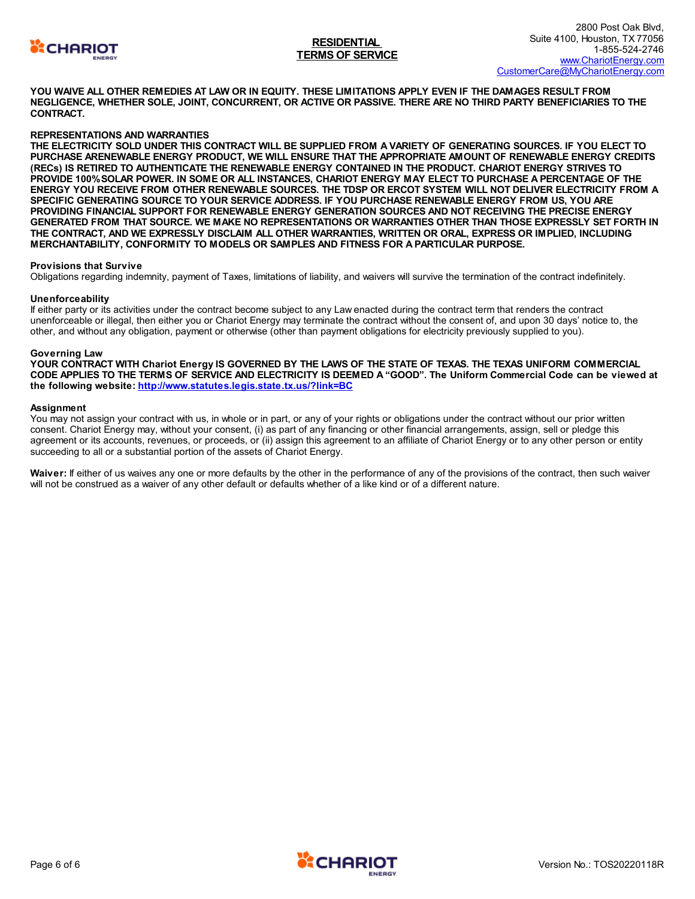**YOU WAIVE ALL OTHER REMEDIES AT LAW OR IN EQUITY. THESE LIMITATIONS APPLY EVEN IF THE DAMAGES RESULT FROM NEGLIGENCE, WHETHER SOLE, JOINT, CONCURRENT, OR ACTIVE OR PASSIVE. THERE ARE NO THIRD PARTY BENEFICIARIES TO THE CONTRACT.**

**REPRESENTATIONS AND WARRANTIES**

**THE ELECTRICITY SOLD UNDER THIS CONTRACT WILL BE SUPPLIED FROM A VARIETY OF GENERATING SOURCES. IF YOU ELECT TO PURCHASE ARENEWABLE ENERGY PRODUCT, WE WILL ENSURE THAT THE APPROPRIATE AMOUNT OF RENEWABLE ENERGY CREDITS (RECs) IS RETIRED TO AUTHENTICATE THE RENEWABLE ENERGY CONTAINED IN THE PRODUCT. CHARIOT ENERGY STRIVES TO PROVIDE 100% SOLAR POWER. IN SOME OR ALL INSTANCES, CHARIOT ENERGY MAY ELECT TO PURCHASE A PERCENTAGE OF THE ENERGY YOU RECEIVE FROM OTHER RENEWABLE SOURCES. THE TDSP OR ERCOT SYSTEM WILL NOT DELIVER ELECTRICITY FROM A SPECIFIC GENERATING SOURCE TO YOUR SERVICE ADDRESS. IF YOU PURCHASE RENEWABLE ENERGY FROM US, YOU ARE PROVIDING FINANCIAL SUPPORT FOR RENEWABLE ENERGY GENERATION SOURCES AND NOT RECEIVING THE PRECISE ENERGY GENERATED FROM THAT SOURCE. WE MAKE NO REPRESENTATIONS OR WARRANTIES OTHER THAN THOSE EXPRESSLY SET FORTH IN THE CONTRACT, AND WE EXPRESSLY DISCLAIM ALL OTHER WARRANTIES, WRITTEN OR ORAL, EXPRESS OR IMPLIED, INCLUDING MERCHANTABILITY, CONFORMITY TO MODELS OR SAMPLES AND FITNESS FOR A PARTICULAR PURPOSE.**

**Provisions that Survive**

Obligations regarding indemnity, payment of Taxes, limitations of liability, and waivers will survive the termination of the contract indefinitely.

**Unenforceability**

If either party or its activities under the contract become subject to any Law enacted during the contract term that renders the contract unenforceable or illegal, then either you or Chariot Energy may terminate the contract without the consent of, and upon 30 days' notice to, the other, and without any obligation, payment or otherwise (other than payment obligations for electricity previously supplied to you).

**Governing Law**

**YOUR CONTRACT WITH Chariot Energy IS GOVERNED BY THE LAWS OF THE STATE OF TEXAS. THE TEXAS UNIFORM COMMERCIAL CODE APPLIES TO THE TERMS OF SERVICE AND ELECTRICITY IS DEEMED A "GOOD". The Uniform Commercial Code can be viewed at the following website: http://www.statutes.legis.state.tx.us/?link=BC**

**Assignment**

You may not assign your contract with us, in whole or in part, or any of your rights or obligations under the contract without our prior written consent. Chariot Energy may, without your consent, (i) as part of any financing or other financial arrangements, assign, sell or pledge this agreement or its accounts, revenues, or proceeds, or (ii) assign this agreement to an affiliate of Chariot Energy or to any other person or entity succeeding to all or a substantial portion of the assets of Chariot Energy.

**Waiver:** If either of us waives any one or more defaults by the other in the performance of any of the provisions of the contract, then such waiver will not be construed as a waiver of any other default or defaults whether of a like kind or of a different nature.